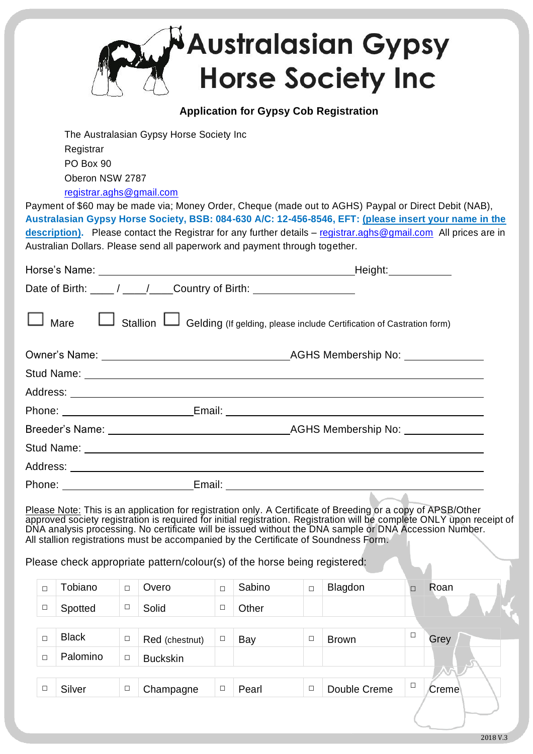# Australasian Gypsy Horse Society Inc

## Application for Gypsy Cob Registration

The Australasian Gypsy Horse Society Inc
Registrar
PO Box 90
Oberon NSW 2787
registrar.aghs@gmail.com

Payment of $60 may be made via; Money Order, Cheque (made out to AGHS) Paypal or Direct Debit (NAB), **Australasian Gypsy Horse Society, BSB: 084-630 A/C: 12-456-8546, EFT: (please insert your name in the description).** Please contact the Registrar for any further details – registrar.aghs@gmail.com All prices are in Australian Dollars. Please send all paperwork and payment through together.

Horse's Name: ______________________________ Height: __________

Date of Birth: ____ / ____/____ Country of Birth: ________________

☐ Mare ☐ Stallion ☐ Gelding (If gelding, please include Certification of Castration form)

Owner's Name: ______________________________ AGHS Membership No: ____________

Stud Name: ______________________________

Address: ______________________________

Phone: ____________________ Email: ______________________________

Breeder's Name: ______________________________ AGHS Membership No: ____________

Stud Name: ______________________________

Address: ______________________________

Phone: ____________________ Email: ______________________________

Please Note: This is an application for registration only. A Certificate of Breeding or a copy of APSB/Other approved society registration is required for initial registration. Registration will be complete ONLY upon receipt of DNA analysis processing. No certificate will be issued without the DNA sample or DNA Accession Number. All stallion registrations must be accompanied by the Certificate of Soundness Form.

Please check appropriate pattern/colour(s) of the horse being registered:

| | | | | | | | | | |
|---|---|---|---|---|---|---|---|---|---|
| ☐ | Tobiano | ☐ | Overo | ☐ | Sabino | ☐ | Blagdon | ☐ | Roan |
| ☐ | Spotted | ☐ | Solid | ☐ | Other | | | | |
| ☐ | Black | ☐ | Red (chestnut) | ☐ | Bay | ☐ | Brown | ☐ | Grey |
| ☐ | Palomino | ☐ | Buckskin | | | | | | |
| ☐ | Silver | ☐ | Champagne | ☐ | Pearl | ☐ | Double Creme | ☐ | Creme |

2018 V.3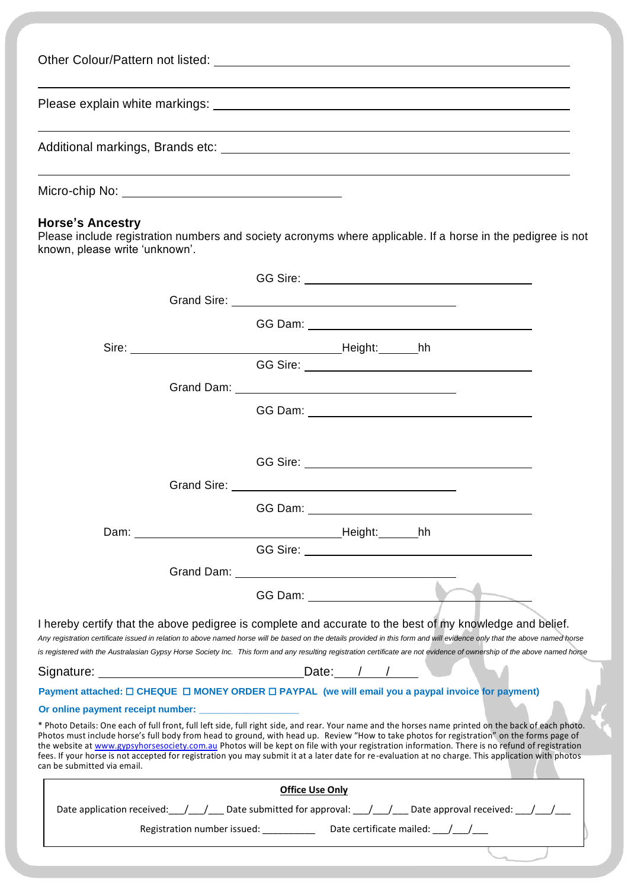Other Colour/Pattern not listed: ______________________________________________

______________________________________________________________________

Please explain white markings: ______________________________________________

______________________________________________________________________

Additional markings, Brands etc: ____________________________________________

______________________________________________________________________

Micro-chip No: ______________________________

**Horse's Ancestry**

Please include registration numbers and society acronyms where applicable. If a horse in the pedigree is not known, please write 'unknown'.

GG Sire: ______________________________

Grand Sire: ______________________________

GG Dam: ______________________________

Sire: ______________________________ Height: ______ hh

GG Sire: ______________________________

Grand Dam: ______________________________

GG Dam: ______________________________

GG Sire: ______________________________

Grand Sire: ______________________________

GG Dam: ______________________________

Dam: ______________________________ Height: ______ hh

GG Sire: ______________________________

Grand Dam: ______________________________

GG Dam: ______________________________

I hereby certify that the above pedigree is complete and accurate to the best of my knowledge and belief.

*Any registration certificate issued in relation to above named horse will be based on the details provided in this form and will evidence only that the above named horse is registered with the Australasian Gypsy Horse Society Inc. This form and any resulting registration certificate are not evidence of ownership of the above named horse*

Signature: ______________________________ Date: ____/____/____

**Payment attached: ☐ CHEQUE ☐ MONEY ORDER ☐ PAYPAL (we will email you a paypal invoice for payment)**

**Or online payment receipt number:** ____________________

* Photo Details: One each of full front, full left side, full right side, and rear. Your name and the horses name printed on the back of each photo. Photos must include horse's full body from head to ground, with head up. Review "How to take photos for registration" on the forms page of the website at www.gypsyhorsesociety.com.au Photos will be kept on file with your registration information. There is no refund of registration fees. If your horse is not accepted for registration you may submit it at a later date for re-evaluation at no charge. This application with photos can be submitted via email.

**Office Use Only**

Date application received:___/___/___ Date submitted for approval: ___/___/___ Date approval received: ___/___/___

Registration number issued: __________ Date certificate mailed: ___/___/___